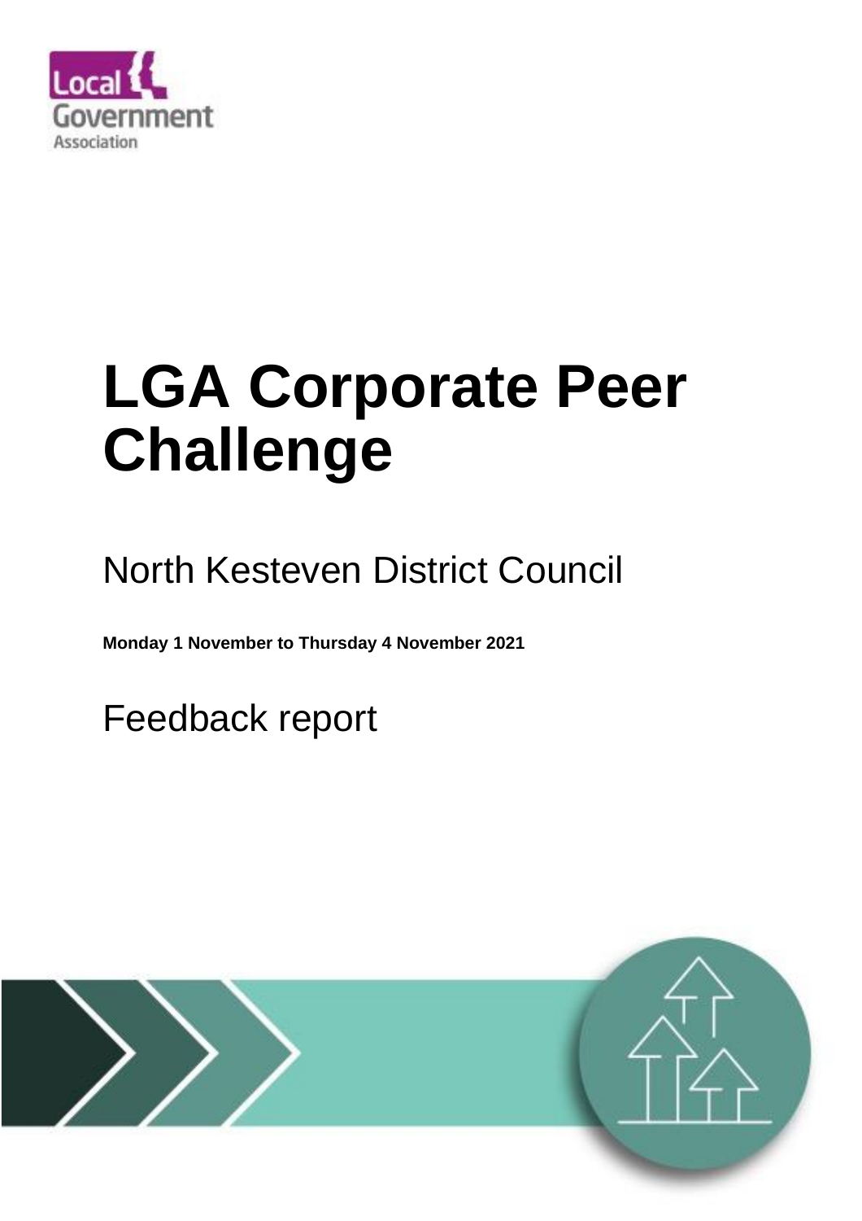# LGA Corporate Peer Challenge

North Kesteven District Council

**Monday 1 November to Thursday 4 November 2021**

Feedback report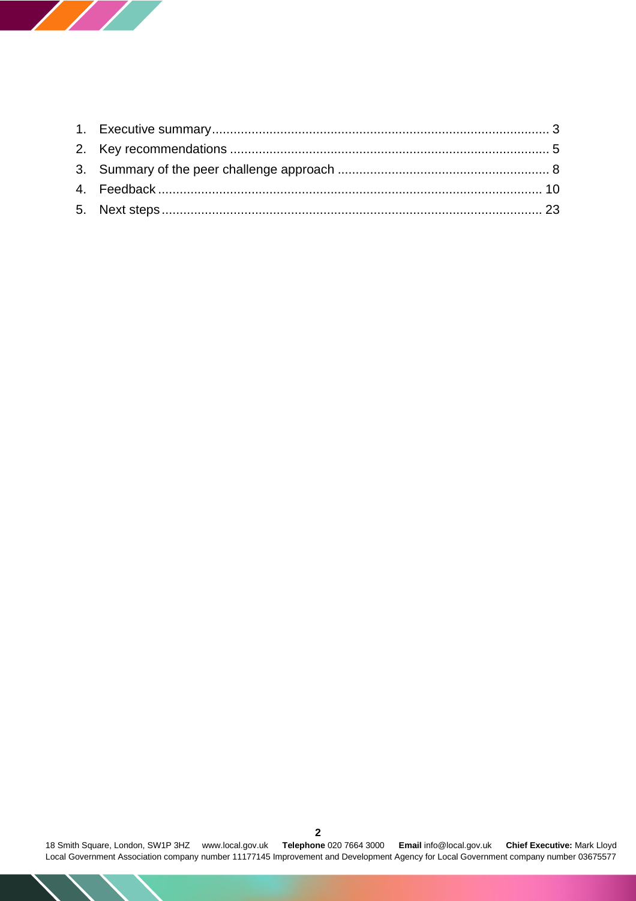1. Executive summary ............................................................................................. 3
2. Key recommendations ....................................................................................... 5
3. Summary of the peer challenge approach .......................................................... 8
4. Feedback ......................................................................................................... 10
5. Next steps ........................................................................................................ 23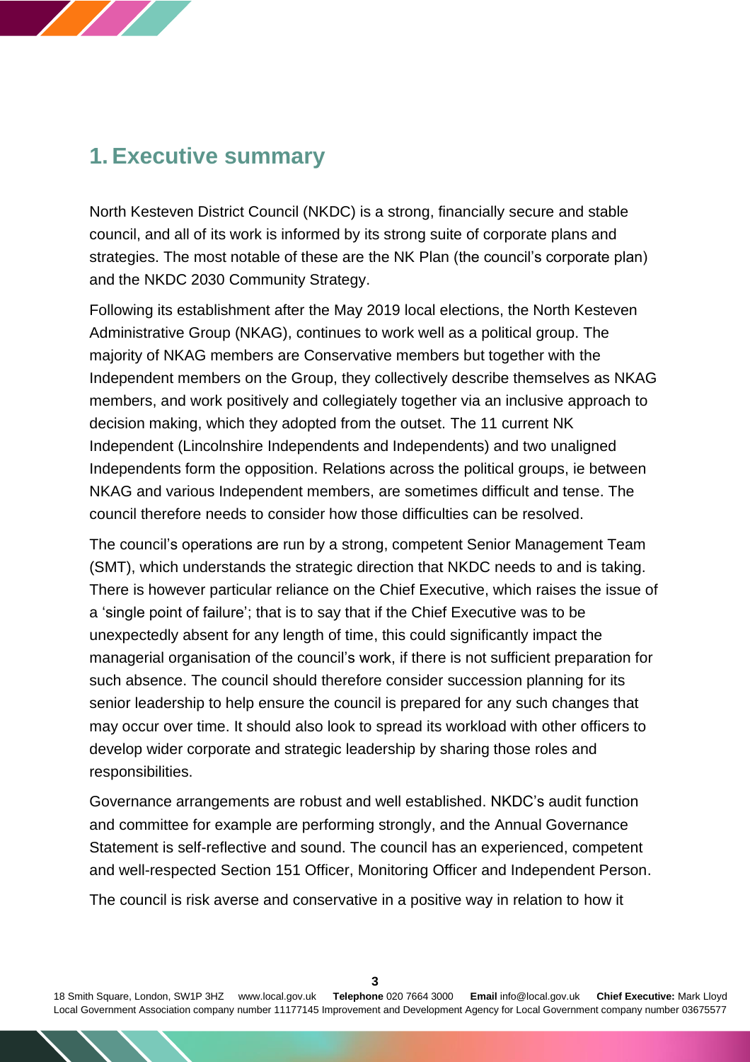# 1. Executive summary

North Kesteven District Council (NKDC) is a strong, financially secure and stable council, and all of its work is informed by its strong suite of corporate plans and strategies. The most notable of these are the NK Plan (the council's corporate plan) and the NKDC 2030 Community Strategy.

Following its establishment after the May 2019 local elections, the North Kesteven Administrative Group (NKAG), continues to work well as a political group. The majority of NKAG members are Conservative members but together with the Independent members on the Group, they collectively describe themselves as NKAG members, and work positively and collegiately together via an inclusive approach to decision making, which they adopted from the outset. The 11 current NK Independent (Lincolnshire Independents and Independents) and two unaligned Independents form the opposition. Relations across the political groups, ie between NKAG and various Independent members, are sometimes difficult and tense. The council therefore needs to consider how those difficulties can be resolved.

The council's operations are run by a strong, competent Senior Management Team (SMT), which understands the strategic direction that NKDC needs to and is taking. There is however particular reliance on the Chief Executive, which raises the issue of a 'single point of failure'; that is to say that if the Chief Executive was to be unexpectedly absent for any length of time, this could significantly impact the managerial organisation of the council's work, if there is not sufficient preparation for such absence. The council should therefore consider succession planning for its senior leadership to help ensure the council is prepared for any such changes that may occur over time. It should also look to spread its workload with other officers to develop wider corporate and strategic leadership by sharing those roles and responsibilities.

Governance arrangements are robust and well established. NKDC's audit function and committee for example are performing strongly, and the Annual Governance Statement is self-reflective and sound. The council has an experienced, competent and well-respected Section 151 Officer, Monitoring Officer and Independent Person.

The council is risk averse and conservative in a positive way in relation to how it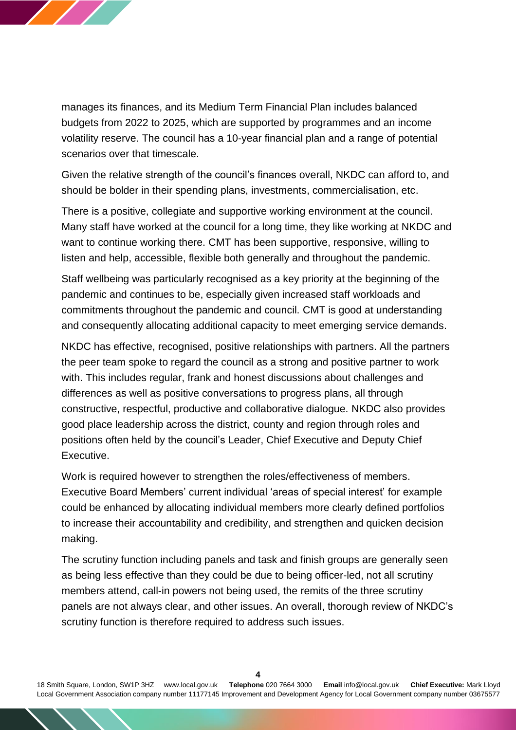manages its finances, and its Medium Term Financial Plan includes balanced budgets from 2022 to 2025, which are supported by programmes and an income volatility reserve. The council has a 10-year financial plan and a range of potential scenarios over that timescale.

Given the relative strength of the council's finances overall, NKDC can afford to, and should be bolder in their spending plans, investments, commercialisation, etc.

There is a positive, collegiate and supportive working environment at the council. Many staff have worked at the council for a long time, they like working at NKDC and want to continue working there. CMT has been supportive, responsive, willing to listen and help, accessible, flexible both generally and throughout the pandemic.

Staff wellbeing was particularly recognised as a key priority at the beginning of the pandemic and continues to be, especially given increased staff workloads and commitments throughout the pandemic and council. CMT is good at understanding and consequently allocating additional capacity to meet emerging service demands.

NKDC has effective, recognised, positive relationships with partners. All the partners the peer team spoke to regard the council as a strong and positive partner to work with. This includes regular, frank and honest discussions about challenges and differences as well as positive conversations to progress plans, all through constructive, respectful, productive and collaborative dialogue. NKDC also provides good place leadership across the district, county and region through roles and positions often held by the council's Leader, Chief Executive and Deputy Chief Executive.

Work is required however to strengthen the roles/effectiveness of members. Executive Board Members' current individual 'areas of special interest' for example could be enhanced by allocating individual members more clearly defined portfolios to increase their accountability and credibility, and strengthen and quicken decision making.

The scrutiny function including panels and task and finish groups are generally seen as being less effective than they could be due to being officer-led, not all scrutiny members attend, call-in powers not being used, the remits of the three scrutiny panels are not always clear, and other issues. An overall, thorough review of NKDC's scrutiny function is therefore required to address such issues.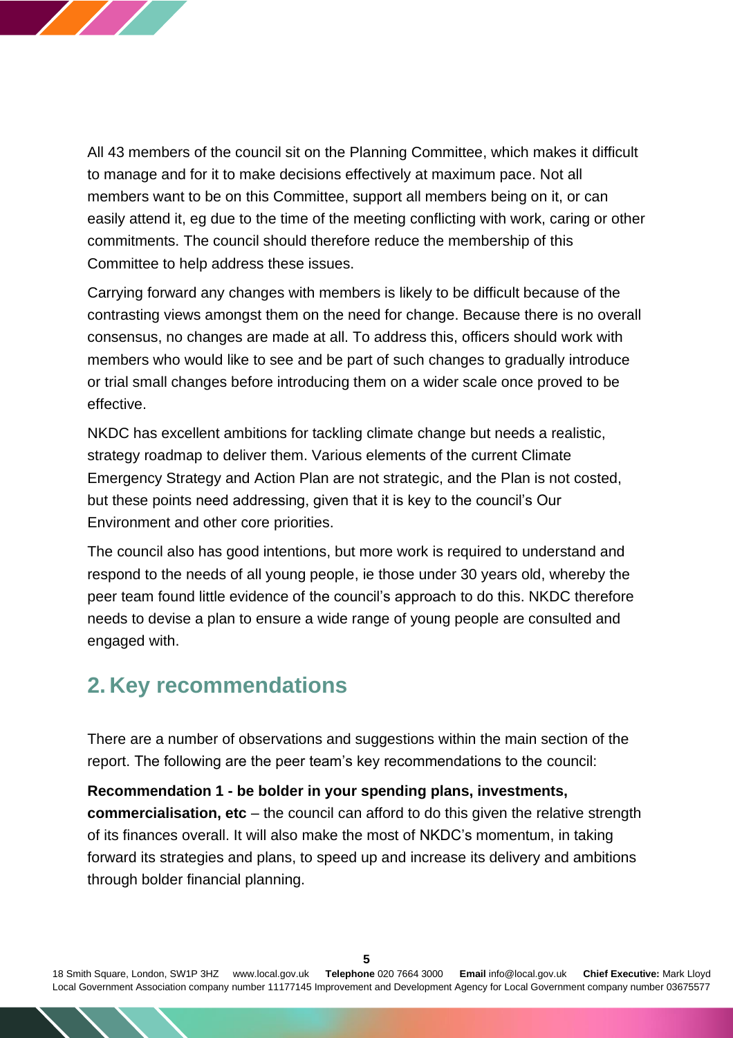All 43 members of the council sit on the Planning Committee, which makes it difficult to manage and for it to make decisions effectively at maximum pace. Not all members want to be on this Committee, support all members being on it, or can easily attend it, eg due to the time of the meeting conflicting with work, caring or other commitments. The council should therefore reduce the membership of this Committee to help address these issues.

Carrying forward any changes with members is likely to be difficult because of the contrasting views amongst them on the need for change. Because there is no overall consensus, no changes are made at all. To address this, officers should work with members who would like to see and be part of such changes to gradually introduce or trial small changes before introducing them on a wider scale once proved to be effective.

NKDC has excellent ambitions for tackling climate change but needs a realistic, strategy roadmap to deliver them. Various elements of the current Climate Emergency Strategy and Action Plan are not strategic, and the Plan is not costed, but these points need addressing, given that it is key to the council's Our Environment and other core priorities.

The council also has good intentions, but more work is required to understand and respond to the needs of all young people, ie those under 30 years old, whereby the peer team found little evidence of the council's approach to do this. NKDC therefore needs to devise a plan to ensure a wide range of young people are consulted and engaged with.

## 2. Key recommendations

There are a number of observations and suggestions within the main section of the report. The following are the peer team's key recommendations to the council:

**Recommendation 1 - be bolder in your spending plans, investments, commercialisation, etc** – the council can afford to do this given the relative strength of its finances overall. It will also make the most of NKDC's momentum, in taking forward its strategies and plans, to speed up and increase its delivery and ambitions through bolder financial planning.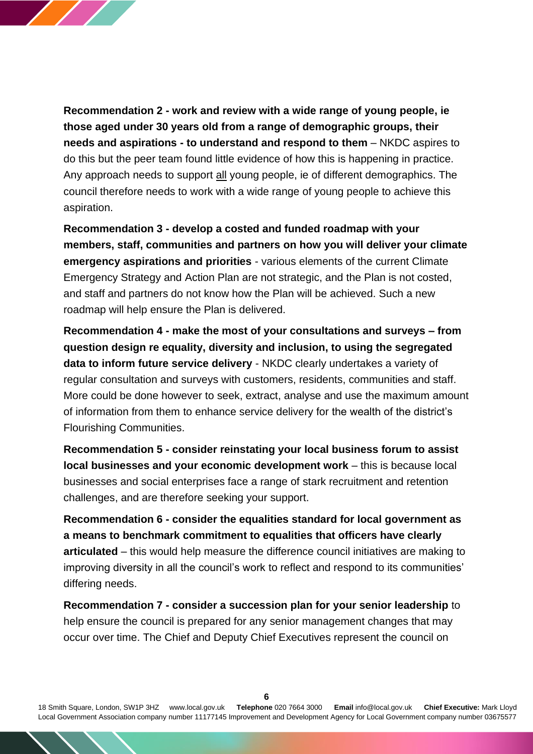**Recommendation 2 - work and review with a wide range of young people, ie those aged under 30 years old from a range of demographic groups, their needs and aspirations - to understand and respond to them** – NKDC aspires to do this but the peer team found little evidence of how this is happening in practice. Any approach needs to support all young people, ie of different demographics. The council therefore needs to work with a wide range of young people to achieve this aspiration.

**Recommendation 3 - develop a costed and funded roadmap with your members, staff, communities and partners on how you will deliver your climate emergency aspirations and priorities** - various elements of the current Climate Emergency Strategy and Action Plan are not strategic, and the Plan is not costed, and staff and partners do not know how the Plan will be achieved. Such a new roadmap will help ensure the Plan is delivered.

**Recommendation 4 - make the most of your consultations and surveys – from question design re equality, diversity and inclusion, to using the segregated data to inform future service delivery** - NKDC clearly undertakes a variety of regular consultation and surveys with customers, residents, communities and staff. More could be done however to seek, extract, analyse and use the maximum amount of information from them to enhance service delivery for the wealth of the district's Flourishing Communities.

**Recommendation 5 - consider reinstating your local business forum to assist local businesses and your economic development work** – this is because local businesses and social enterprises face a range of stark recruitment and retention challenges, and are therefore seeking your support.

**Recommendation 6 - consider the equalities standard for local government as a means to benchmark commitment to equalities that officers have clearly articulated** – this would help measure the difference council initiatives are making to improving diversity in all the council's work to reflect and respond to its communities' differing needs.

**Recommendation 7 - consider a succession plan for your senior leadership** to help ensure the council is prepared for any senior management changes that may occur over time. The Chief and Deputy Chief Executives represent the council on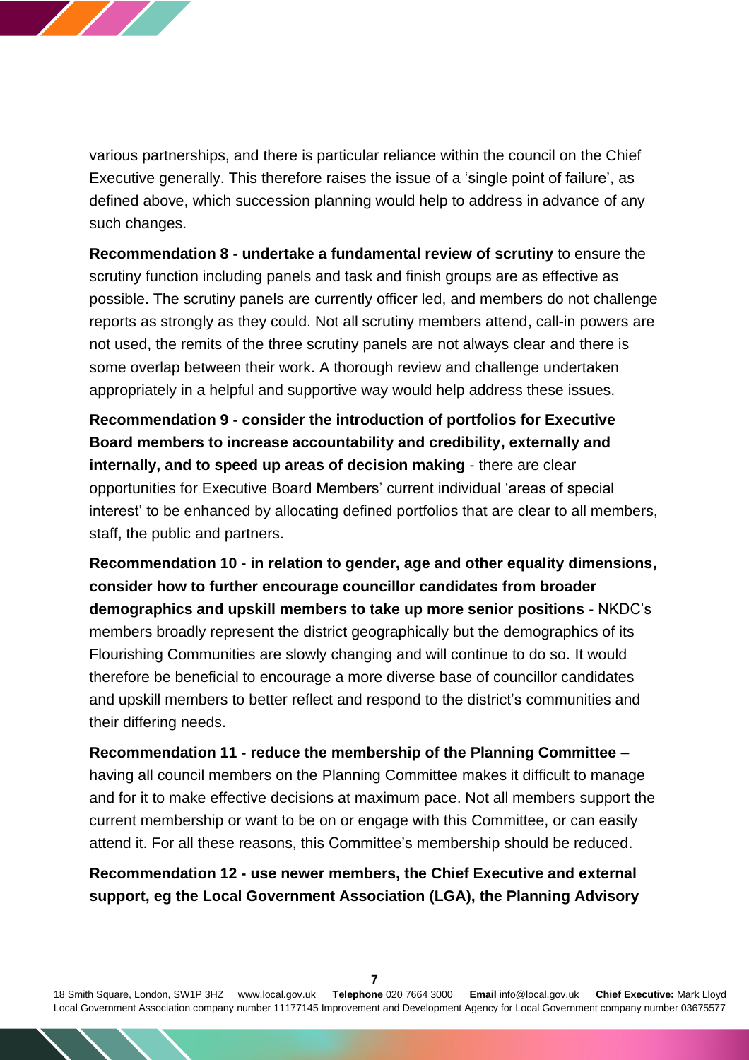various partnerships, and there is particular reliance within the council on the Chief Executive generally. This therefore raises the issue of a 'single point of failure', as defined above, which succession planning would help to address in advance of any such changes.

**Recommendation 8 - undertake a fundamental review of scrutiny** to ensure the scrutiny function including panels and task and finish groups are as effective as possible. The scrutiny panels are currently officer led, and members do not challenge reports as strongly as they could. Not all scrutiny members attend, call-in powers are not used, the remits of the three scrutiny panels are not always clear and there is some overlap between their work. A thorough review and challenge undertaken appropriately in a helpful and supportive way would help address these issues.

**Recommendation 9 - consider the introduction of portfolios for Executive Board members to increase accountability and credibility, externally and internally, and to speed up areas of decision making** - there are clear opportunities for Executive Board Members' current individual 'areas of special interest' to be enhanced by allocating defined portfolios that are clear to all members, staff, the public and partners.

**Recommendation 10 - in relation to gender, age and other equality dimensions, consider how to further encourage councillor candidates from broader demographics and upskill members to take up more senior positions** - NKDC's members broadly represent the district geographically but the demographics of its Flourishing Communities are slowly changing and will continue to do so. It would therefore be beneficial to encourage a more diverse base of councillor candidates and upskill members to better reflect and respond to the district's communities and their differing needs.

**Recommendation 11 - reduce the membership of the Planning Committee** – having all council members on the Planning Committee makes it difficult to manage and for it to make effective decisions at maximum pace. Not all members support the current membership or want to be on or engage with this Committee, or can easily attend it. For all these reasons, this Committee's membership should be reduced.

**Recommendation 12 - use newer members, the Chief Executive and external support, eg the Local Government Association (LGA), the Planning Advisory**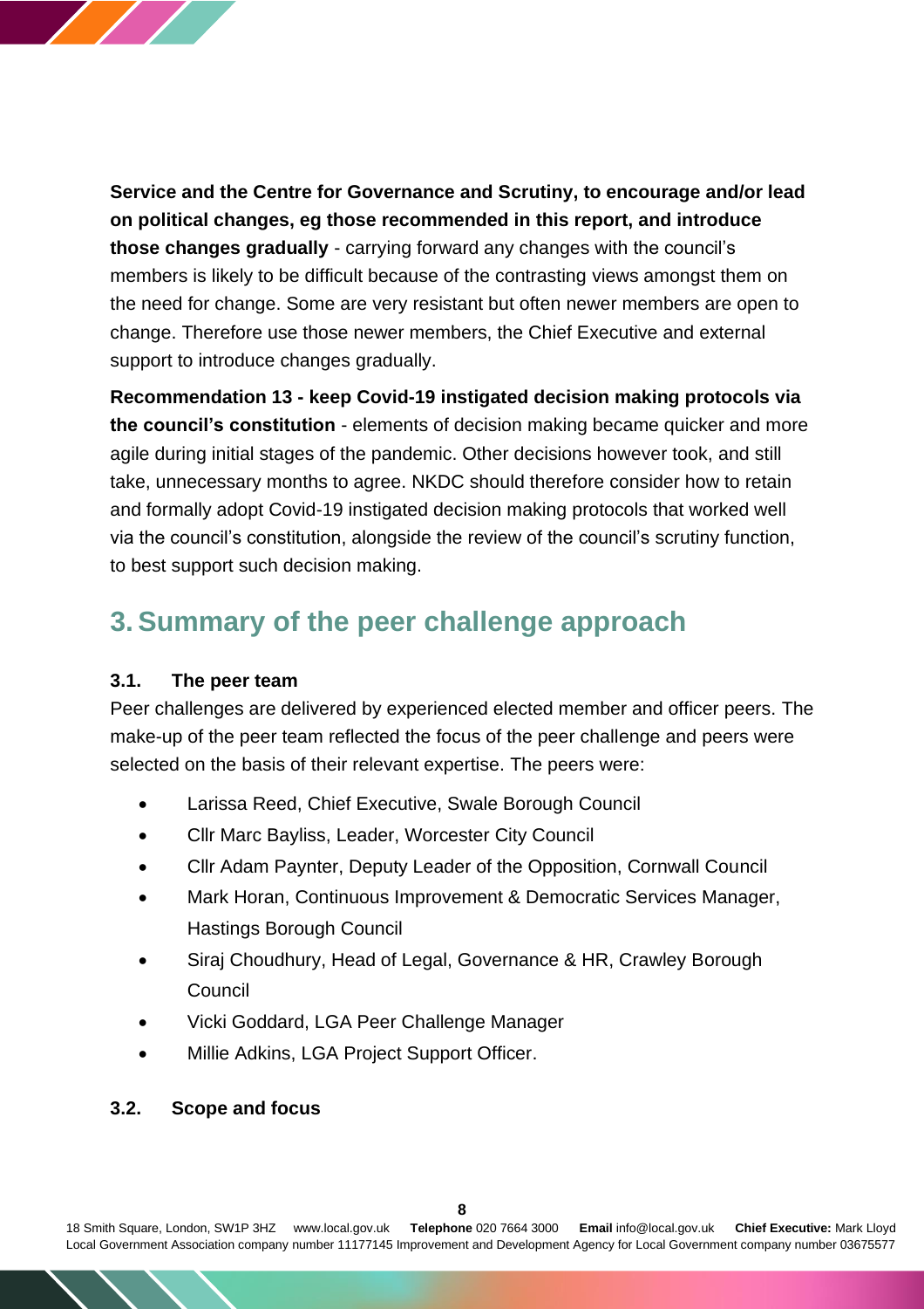**Service and the Centre for Governance and Scrutiny, to encourage and/or lead on political changes, eg those recommended in this report, and introduce those changes gradually** - carrying forward any changes with the council's members is likely to be difficult because of the contrasting views amongst them on the need for change. Some are very resistant but often newer members are open to change. Therefore use those newer members, the Chief Executive and external support to introduce changes gradually.

**Recommendation 13 - keep Covid-19 instigated decision making protocols via the council's constitution** - elements of decision making became quicker and more agile during initial stages of the pandemic. Other decisions however took, and still take, unnecessary months to agree. NKDC should therefore consider how to retain and formally adopt Covid-19 instigated decision making protocols that worked well via the council's constitution, alongside the review of the council's scrutiny function, to best support such decision making.

## 3. Summary of the peer challenge approach

### 3.1. The peer team

Peer challenges are delivered by experienced elected member and officer peers. The make-up of the peer team reflected the focus of the peer challenge and peers were selected on the basis of their relevant expertise. The peers were:

- Larissa Reed, Chief Executive, Swale Borough Council
- Cllr Marc Bayliss, Leader, Worcester City Council
- Cllr Adam Paynter, Deputy Leader of the Opposition, Cornwall Council
- Mark Horan, Continuous Improvement & Democratic Services Manager, Hastings Borough Council
- Siraj Choudhury, Head of Legal, Governance & HR, Crawley Borough Council
- Vicki Goddard, LGA Peer Challenge Manager
- Millie Adkins, LGA Project Support Officer.

### 3.2. Scope and focus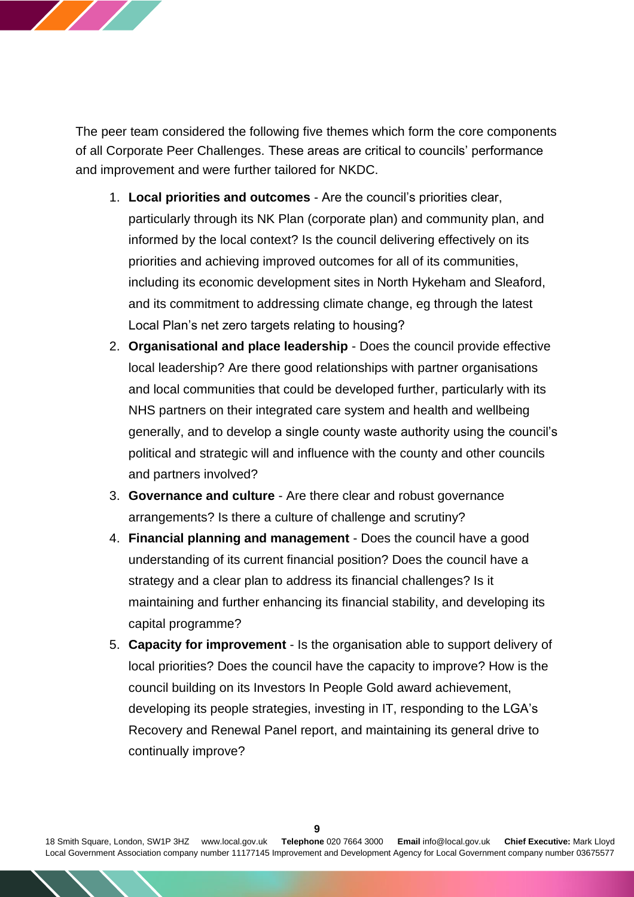The peer team considered the following five themes which form the core components of all Corporate Peer Challenges. These areas are critical to councils' performance and improvement and were further tailored for NKDC.

1. **Local priorities and outcomes** - Are the council's priorities clear, particularly through its NK Plan (corporate plan) and community plan, and informed by the local context? Is the council delivering effectively on its priorities and achieving improved outcomes for all of its communities, including its economic development sites in North Hykeham and Sleaford, and its commitment to addressing climate change, eg through the latest Local Plan's net zero targets relating to housing?
2. **Organisational and place leadership** - Does the council provide effective local leadership? Are there good relationships with partner organisations and local communities that could be developed further, particularly with its NHS partners on their integrated care system and health and wellbeing generally, and to develop a single county waste authority using the council's political and strategic will and influence with the county and other councils and partners involved?
3. **Governance and culture** - Are there clear and robust governance arrangements? Is there a culture of challenge and scrutiny?
4. **Financial planning and management** - Does the council have a good understanding of its current financial position? Does the council have a strategy and a clear plan to address its financial challenges? Is it maintaining and further enhancing its financial stability, and developing its capital programme?
5. **Capacity for improvement** - Is the organisation able to support delivery of local priorities? Does the council have the capacity to improve? How is the council building on its Investors In People Gold award achievement, developing its people strategies, investing in IT, responding to the LGA's Recovery and Renewal Panel report, and maintaining its general drive to continually improve?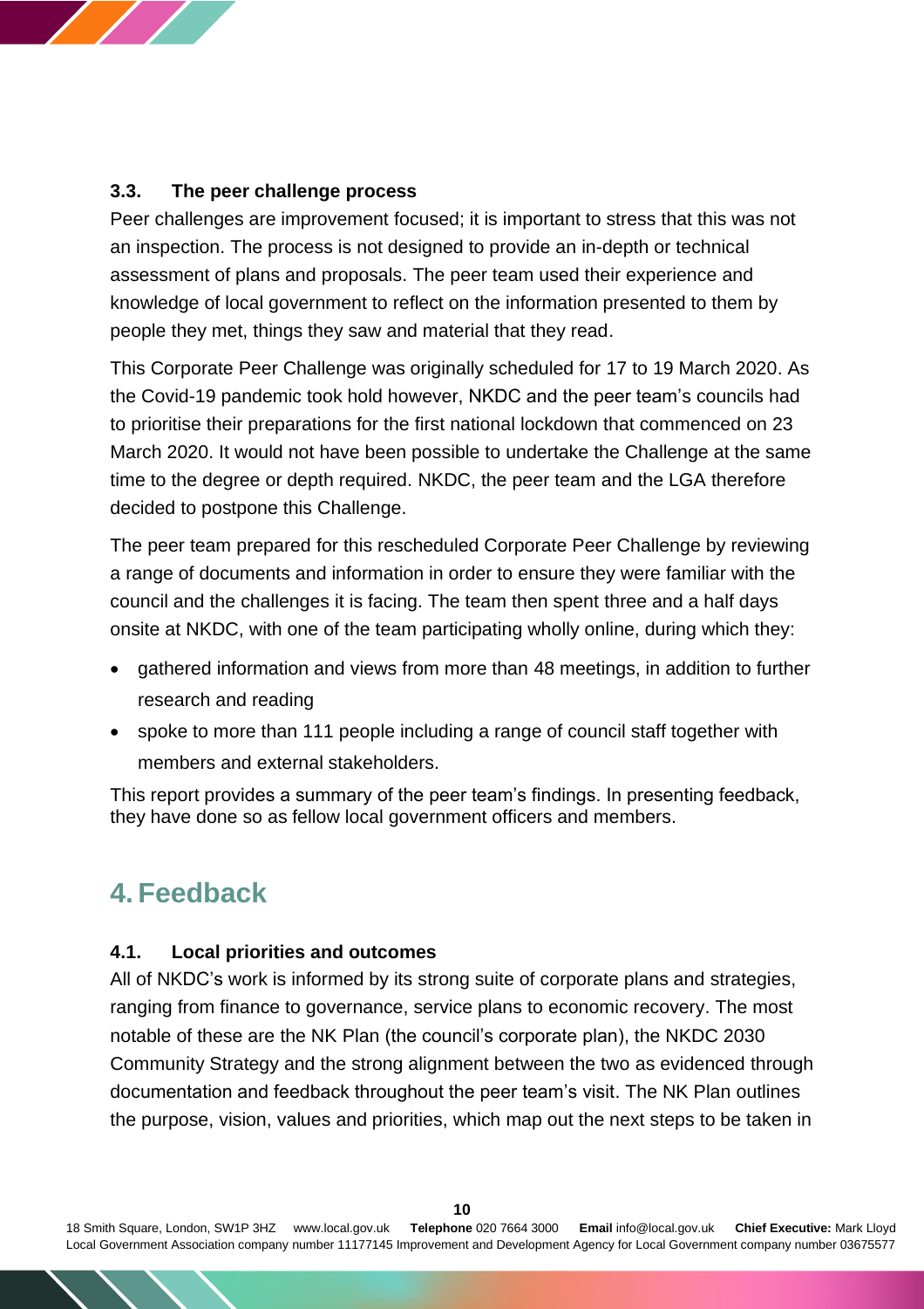### 3.3. The peer challenge process

Peer challenges are improvement focused; it is important to stress that this was not an inspection. The process is not designed to provide an in-depth or technical assessment of plans and proposals. The peer team used their experience and knowledge of local government to reflect on the information presented to them by people they met, things they saw and material that they read.

This Corporate Peer Challenge was originally scheduled for 17 to 19 March 2020. As the Covid-19 pandemic took hold however, NKDC and the peer team's councils had to prioritise their preparations for the first national lockdown that commenced on 23 March 2020. It would not have been possible to undertake the Challenge at the same time to the degree or depth required. NKDC, the peer team and the LGA therefore decided to postpone this Challenge.

The peer team prepared for this rescheduled Corporate Peer Challenge by reviewing a range of documents and information in order to ensure they were familiar with the council and the challenges it is facing. The team then spent three and a half days onsite at NKDC, with one of the team participating wholly online, during which they:

- gathered information and views from more than 48 meetings, in addition to further research and reading
- spoke to more than 111 people including a range of council staff together with members and external stakeholders.

This report provides a summary of the peer team's findings. In presenting feedback, they have done so as fellow local government officers and members.

## 4. Feedback

### 4.1. Local priorities and outcomes

All of NKDC's work is informed by its strong suite of corporate plans and strategies, ranging from finance to governance, service plans to economic recovery. The most notable of these are the NK Plan (the council's corporate plan), the NKDC 2030 Community Strategy and the strong alignment between the two as evidenced through documentation and feedback throughout the peer team's visit. The NK Plan outlines the purpose, vision, values and priorities, which map out the next steps to be taken in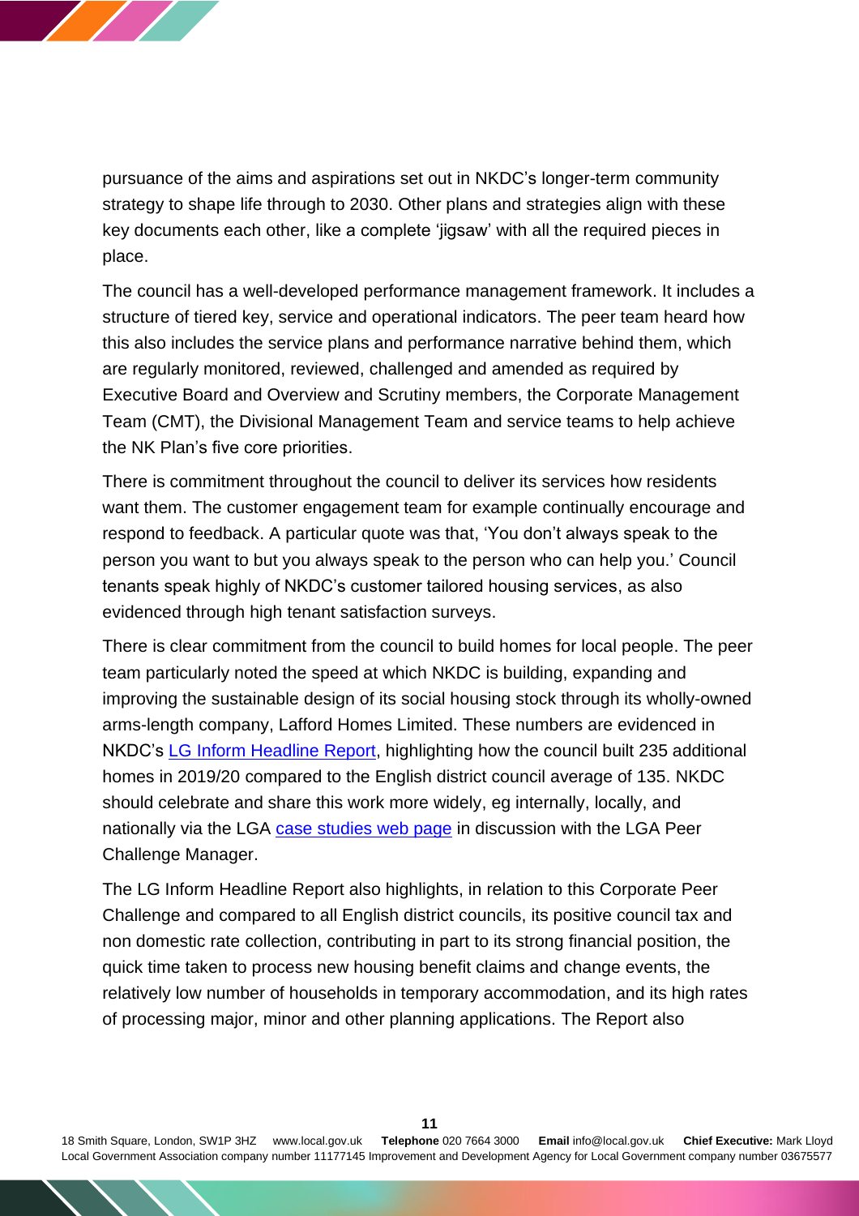pursuance of the aims and aspirations set out in NKDC's longer-term community strategy to shape life through to 2030. Other plans and strategies align with these key documents each other, like a complete 'jigsaw' with all the required pieces in place.

The council has a well-developed performance management framework. It includes a structure of tiered key, service and operational indicators. The peer team heard how this also includes the service plans and performance narrative behind them, which are regularly monitored, reviewed, challenged and amended as required by Executive Board and Overview and Scrutiny members, the Corporate Management Team (CMT), the Divisional Management Team and service teams to help achieve the NK Plan's five core priorities.

There is commitment throughout the council to deliver its services how residents want them. The customer engagement team for example continually encourage and respond to feedback. A particular quote was that, 'You don't always speak to the person you want to but you always speak to the person who can help you.' Council tenants speak highly of NKDC's customer tailored housing services, as also evidenced through high tenant satisfaction surveys.

There is clear commitment from the council to build homes for local people. The peer team particularly noted the speed at which NKDC is building, expanding and improving the sustainable design of its social housing stock through its wholly-owned arms-length company, Lafford Homes Limited. These numbers are evidenced in NKDC's LG Inform Headline Report, highlighting how the council built 235 additional homes in 2019/20 compared to the English district council average of 135. NKDC should celebrate and share this work more widely, eg internally, locally, and nationally via the LGA case studies web page in discussion with the LGA Peer Challenge Manager.

The LG Inform Headline Report also highlights, in relation to this Corporate Peer Challenge and compared to all English district councils, its positive council tax and non domestic rate collection, contributing in part to its strong financial position, the quick time taken to process new housing benefit claims and change events, the relatively low number of households in temporary accommodation, and its high rates of processing major, minor and other planning applications. The Report also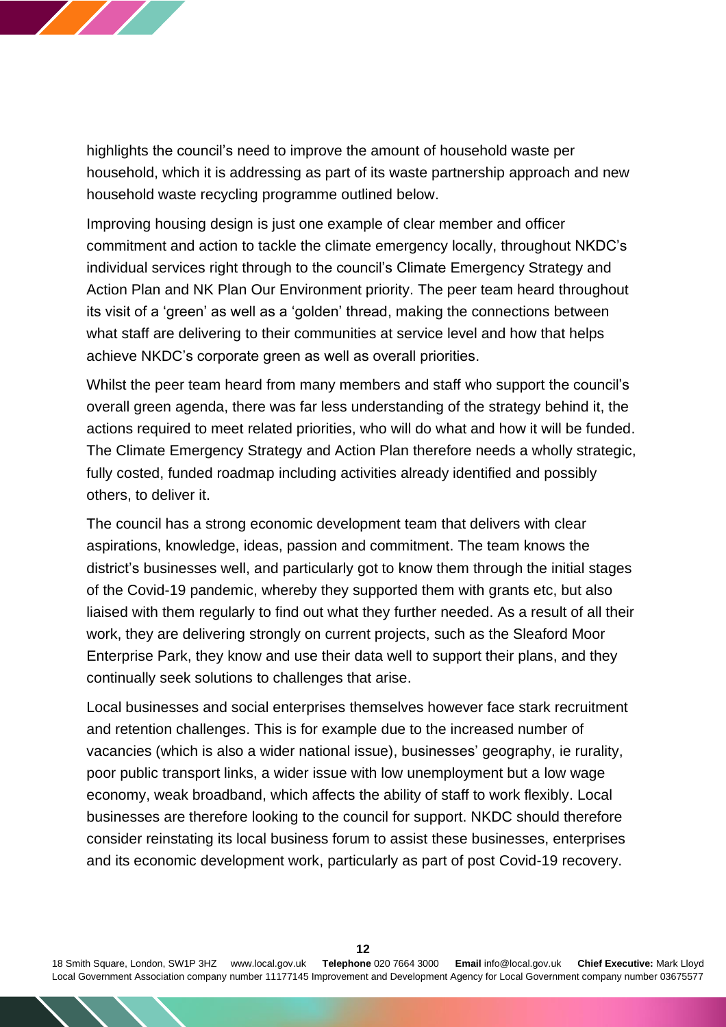highlights the council's need to improve the amount of household waste per household, which it is addressing as part of its waste partnership approach and new household waste recycling programme outlined below.

Improving housing design is just one example of clear member and officer commitment and action to tackle the climate emergency locally, throughout NKDC's individual services right through to the council's Climate Emergency Strategy and Action Plan and NK Plan Our Environment priority. The peer team heard throughout its visit of a 'green' as well as a 'golden' thread, making the connections between what staff are delivering to their communities at service level and how that helps achieve NKDC's corporate green as well as overall priorities.

Whilst the peer team heard from many members and staff who support the council's overall green agenda, there was far less understanding of the strategy behind it, the actions required to meet related priorities, who will do what and how it will be funded. The Climate Emergency Strategy and Action Plan therefore needs a wholly strategic, fully costed, funded roadmap including activities already identified and possibly others, to deliver it.

The council has a strong economic development team that delivers with clear aspirations, knowledge, ideas, passion and commitment. The team knows the district's businesses well, and particularly got to know them through the initial stages of the Covid-19 pandemic, whereby they supported them with grants etc, but also liaised with them regularly to find out what they further needed. As a result of all their work, they are delivering strongly on current projects, such as the Sleaford Moor Enterprise Park, they know and use their data well to support their plans, and they continually seek solutions to challenges that arise.

Local businesses and social enterprises themselves however face stark recruitment and retention challenges. This is for example due to the increased number of vacancies (which is also a wider national issue), businesses' geography, ie rurality, poor public transport links, a wider issue with low unemployment but a low wage economy, weak broadband, which affects the ability of staff to work flexibly. Local businesses are therefore looking to the council for support. NKDC should therefore consider reinstating its local business forum to assist these businesses, enterprises and its economic development work, particularly as part of post Covid-19 recovery.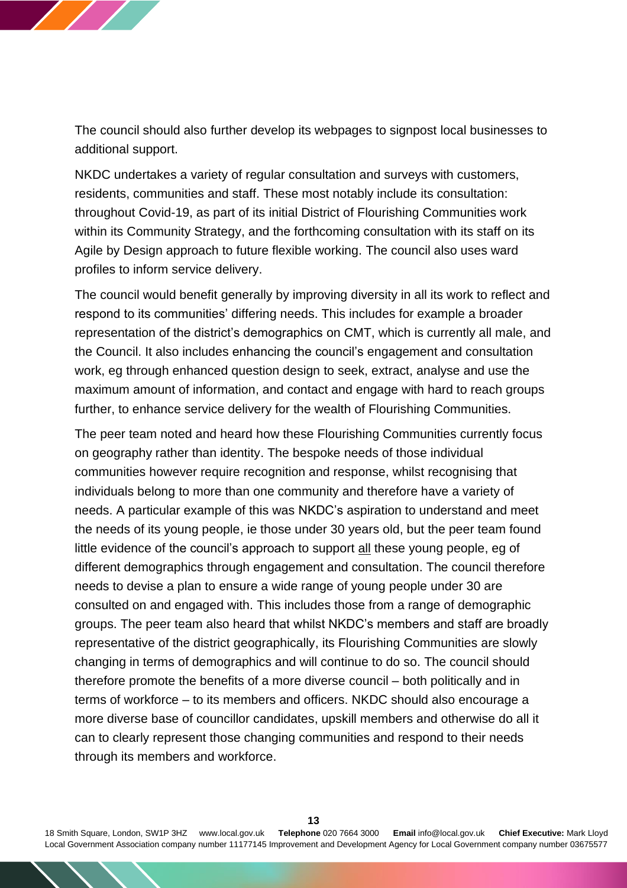The council should also further develop its webpages to signpost local businesses to additional support.

NKDC undertakes a variety of regular consultation and surveys with customers, residents, communities and staff. These most notably include its consultation: throughout Covid-19, as part of its initial District of Flourishing Communities work within its Community Strategy, and the forthcoming consultation with its staff on its Agile by Design approach to future flexible working. The council also uses ward profiles to inform service delivery.

The council would benefit generally by improving diversity in all its work to reflect and respond to its communities' differing needs. This includes for example a broader representation of the district's demographics on CMT, which is currently all male, and the Council. It also includes enhancing the council's engagement and consultation work, eg through enhanced question design to seek, extract, analyse and use the maximum amount of information, and contact and engage with hard to reach groups further, to enhance service delivery for the wealth of Flourishing Communities.

The peer team noted and heard how these Flourishing Communities currently focus on geography rather than identity. The bespoke needs of those individual communities however require recognition and response, whilst recognising that individuals belong to more than one community and therefore have a variety of needs. A particular example of this was NKDC's aspiration to understand and meet the needs of its young people, ie those under 30 years old, but the peer team found little evidence of the council's approach to support all these young people, eg of different demographics through engagement and consultation. The council therefore needs to devise a plan to ensure a wide range of young people under 30 are consulted on and engaged with. This includes those from a range of demographic groups. The peer team also heard that whilst NKDC's members and staff are broadly representative of the district geographically, its Flourishing Communities are slowly changing in terms of demographics and will continue to do so. The council should therefore promote the benefits of a more diverse council – both politically and in terms of workforce – to its members and officers. NKDC should also encourage a more diverse base of councillor candidates, upskill members and otherwise do all it can to clearly represent those changing communities and respond to their needs through its members and workforce.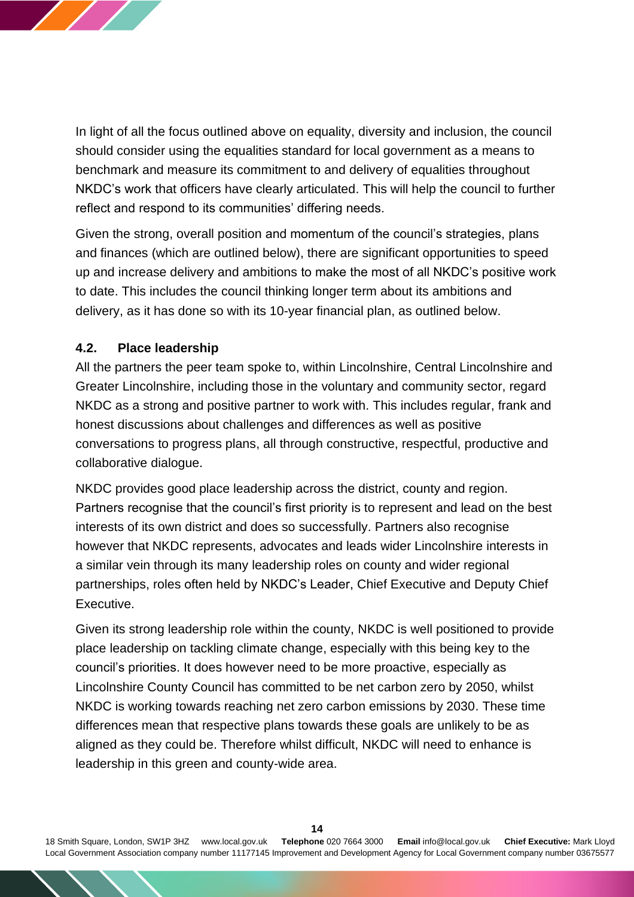In light of all the focus outlined above on equality, diversity and inclusion, the council should consider using the equalities standard for local government as a means to benchmark and measure its commitment to and delivery of equalities throughout NKDC's work that officers have clearly articulated. This will help the council to further reflect and respond to its communities' differing needs.

Given the strong, overall position and momentum of the council's strategies, plans and finances (which are outlined below), there are significant opportunities to speed up and increase delivery and ambitions to make the most of all NKDC's positive work to date. This includes the council thinking longer term about its ambitions and delivery, as it has done so with its 10-year financial plan, as outlined below.

### 4.2. Place leadership

All the partners the peer team spoke to, within Lincolnshire, Central Lincolnshire and Greater Lincolnshire, including those in the voluntary and community sector, regard NKDC as a strong and positive partner to work with. This includes regular, frank and honest discussions about challenges and differences as well as positive conversations to progress plans, all through constructive, respectful, productive and collaborative dialogue.

NKDC provides good place leadership across the district, county and region. Partners recognise that the council's first priority is to represent and lead on the best interests of its own district and does so successfully. Partners also recognise however that NKDC represents, advocates and leads wider Lincolnshire interests in a similar vein through its many leadership roles on county and wider regional partnerships, roles often held by NKDC's Leader, Chief Executive and Deputy Chief Executive.

Given its strong leadership role within the county, NKDC is well positioned to provide place leadership on tackling climate change, especially with this being key to the council's priorities. It does however need to be more proactive, especially as Lincolnshire County Council has committed to be net carbon zero by 2050, whilst NKDC is working towards reaching net zero carbon emissions by 2030. These time differences mean that respective plans towards these goals are unlikely to be as aligned as they could be. Therefore whilst difficult, NKDC will need to enhance is leadership in this green and county-wide area.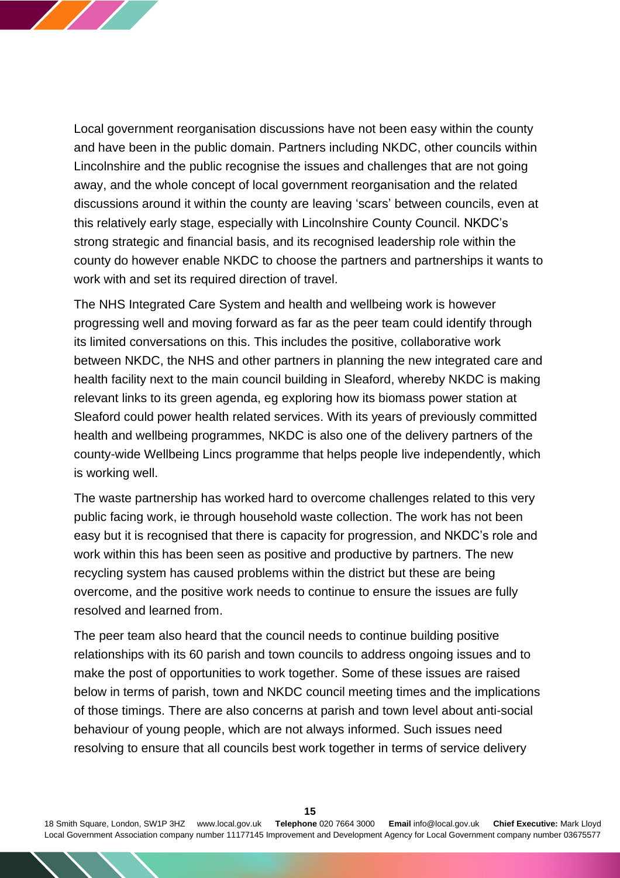Local government reorganisation discussions have not been easy within the county and have been in the public domain. Partners including NKDC, other councils within Lincolnshire and the public recognise the issues and challenges that are not going away, and the whole concept of local government reorganisation and the related discussions around it within the county are leaving 'scars' between councils, even at this relatively early stage, especially with Lincolnshire County Council. NKDC's strong strategic and financial basis, and its recognised leadership role within the county do however enable NKDC to choose the partners and partnerships it wants to work with and set its required direction of travel.

The NHS Integrated Care System and health and wellbeing work is however progressing well and moving forward as far as the peer team could identify through its limited conversations on this. This includes the positive, collaborative work between NKDC, the NHS and other partners in planning the new integrated care and health facility next to the main council building in Sleaford, whereby NKDC is making relevant links to its green agenda, eg exploring how its biomass power station at Sleaford could power health related services. With its years of previously committed health and wellbeing programmes, NKDC is also one of the delivery partners of the county-wide Wellbeing Lincs programme that helps people live independently, which is working well.

The waste partnership has worked hard to overcome challenges related to this very public facing work, ie through household waste collection. The work has not been easy but it is recognised that there is capacity for progression, and NKDC's role and work within this has been seen as positive and productive by partners. The new recycling system has caused problems within the district but these are being overcome, and the positive work needs to continue to ensure the issues are fully resolved and learned from.

The peer team also heard that the council needs to continue building positive relationships with its 60 parish and town councils to address ongoing issues and to make the post of opportunities to work together. Some of these issues are raised below in terms of parish, town and NKDC council meeting times and the implications of those timings. There are also concerns at parish and town level about anti-social behaviour of young people, which are not always informed. Such issues need resolving to ensure that all councils best work together in terms of service delivery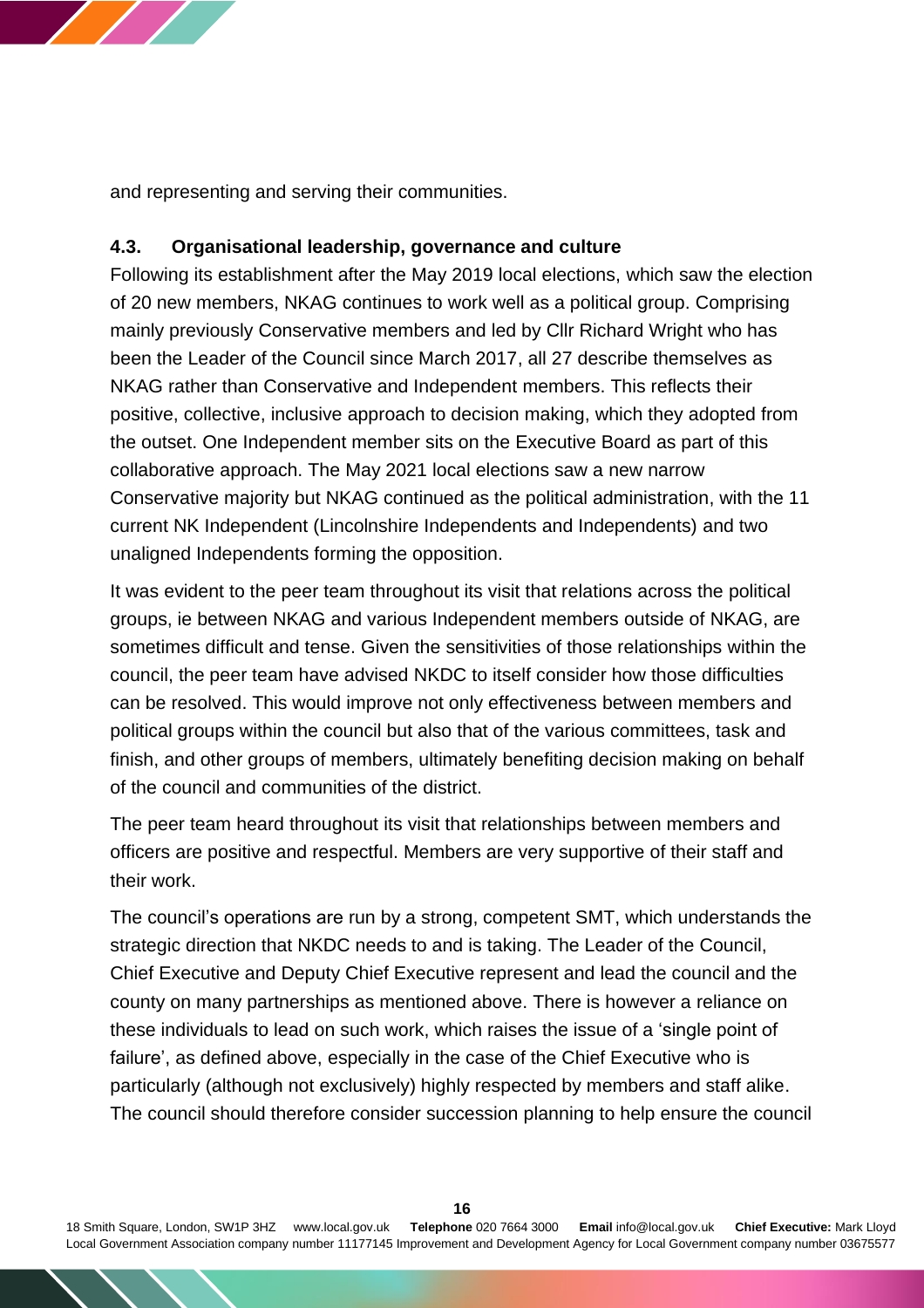and representing and serving their communities.

### 4.3. Organisational leadership, governance and culture

Following its establishment after the May 2019 local elections, which saw the election of 20 new members, NKAG continues to work well as a political group. Comprising mainly previously Conservative members and led by Cllr Richard Wright who has been the Leader of the Council since March 2017, all 27 describe themselves as NKAG rather than Conservative and Independent members. This reflects their positive, collective, inclusive approach to decision making, which they adopted from the outset. One Independent member sits on the Executive Board as part of this collaborative approach. The May 2021 local elections saw a new narrow Conservative majority but NKAG continued as the political administration, with the 11 current NK Independent (Lincolnshire Independents and Independents) and two unaligned Independents forming the opposition.

It was evident to the peer team throughout its visit that relations across the political groups, ie between NKAG and various Independent members outside of NKAG, are sometimes difficult and tense. Given the sensitivities of those relationships within the council, the peer team have advised NKDC to itself consider how those difficulties can be resolved. This would improve not only effectiveness between members and political groups within the council but also that of the various committees, task and finish, and other groups of members, ultimately benefiting decision making on behalf of the council and communities of the district.

The peer team heard throughout its visit that relationships between members and officers are positive and respectful. Members are very supportive of their staff and their work.

The council's operations are run by a strong, competent SMT, which understands the strategic direction that NKDC needs to and is taking. The Leader of the Council, Chief Executive and Deputy Chief Executive represent and lead the council and the county on many partnerships as mentioned above. There is however a reliance on these individuals to lead on such work, which raises the issue of a 'single point of failure', as defined above, especially in the case of the Chief Executive who is particularly (although not exclusively) highly respected by members and staff alike. The council should therefore consider succession planning to help ensure the council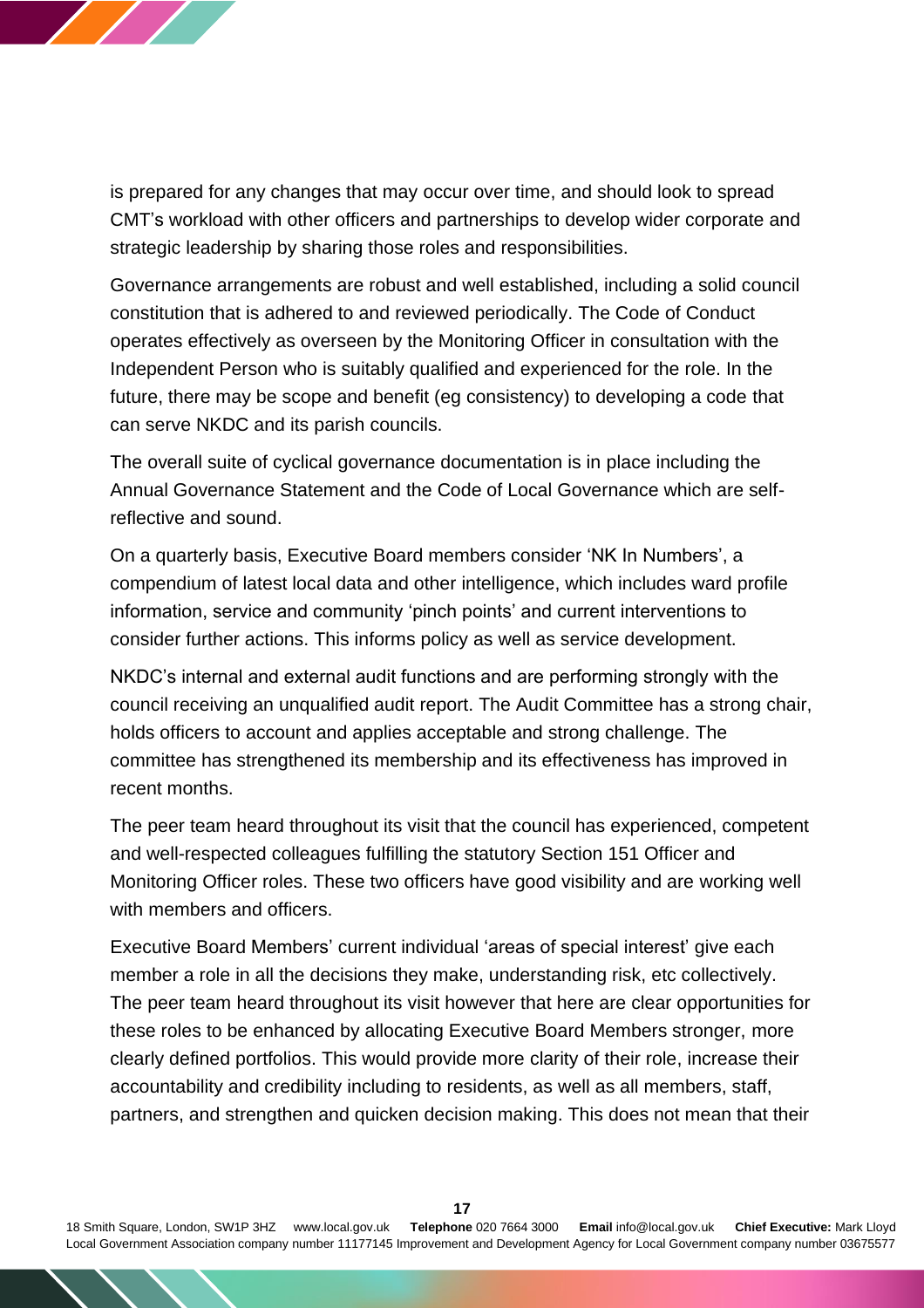is prepared for any changes that may occur over time, and should look to spread CMT's workload with other officers and partnerships to develop wider corporate and strategic leadership by sharing those roles and responsibilities.

Governance arrangements are robust and well established, including a solid council constitution that is adhered to and reviewed periodically. The Code of Conduct operates effectively as overseen by the Monitoring Officer in consultation with the Independent Person who is suitably qualified and experienced for the role. In the future, there may be scope and benefit (eg consistency) to developing a code that can serve NKDC and its parish councils.

The overall suite of cyclical governance documentation is in place including the Annual Governance Statement and the Code of Local Governance which are self-reflective and sound.

On a quarterly basis, Executive Board members consider 'NK In Numbers', a compendium of latest local data and other intelligence, which includes ward profile information, service and community 'pinch points' and current interventions to consider further actions. This informs policy as well as service development.

NKDC's internal and external audit functions and are performing strongly with the council receiving an unqualified audit report. The Audit Committee has a strong chair, holds officers to account and applies acceptable and strong challenge. The committee has strengthened its membership and its effectiveness has improved in recent months.

The peer team heard throughout its visit that the council has experienced, competent and well-respected colleagues fulfilling the statutory Section 151 Officer and Monitoring Officer roles. These two officers have good visibility and are working well with members and officers.

Executive Board Members' current individual 'areas of special interest' give each member a role in all the decisions they make, understanding risk, etc collectively. The peer team heard throughout its visit however that here are clear opportunities for these roles to be enhanced by allocating Executive Board Members stronger, more clearly defined portfolios. This would provide more clarity of their role, increase their accountability and credibility including to residents, as well as all members, staff, partners, and strengthen and quicken decision making. This does not mean that their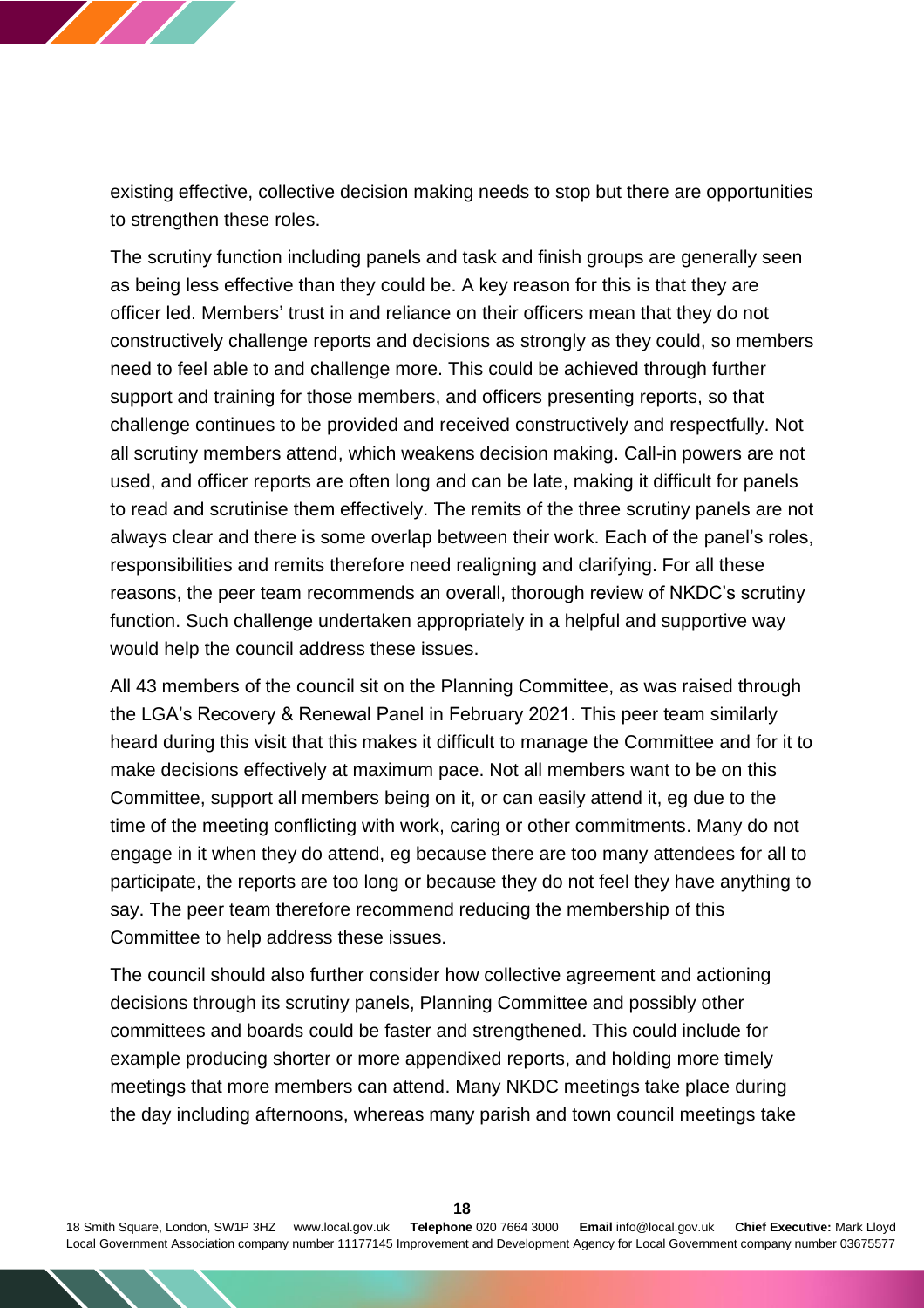existing effective, collective decision making needs to stop but there are opportunities to strengthen these roles.

The scrutiny function including panels and task and finish groups are generally seen as being less effective than they could be. A key reason for this is that they are officer led. Members' trust in and reliance on their officers mean that they do not constructively challenge reports and decisions as strongly as they could, so members need to feel able to and challenge more. This could be achieved through further support and training for those members, and officers presenting reports, so that challenge continues to be provided and received constructively and respectfully. Not all scrutiny members attend, which weakens decision making. Call-in powers are not used, and officer reports are often long and can be late, making it difficult for panels to read and scrutinise them effectively. The remits of the three scrutiny panels are not always clear and there is some overlap between their work. Each of the panel's roles, responsibilities and remits therefore need realigning and clarifying. For all these reasons, the peer team recommends an overall, thorough review of NKDC's scrutiny function. Such challenge undertaken appropriately in a helpful and supportive way would help the council address these issues.

All 43 members of the council sit on the Planning Committee, as was raised through the LGA's Recovery & Renewal Panel in February 2021. This peer team similarly heard during this visit that this makes it difficult to manage the Committee and for it to make decisions effectively at maximum pace. Not all members want to be on this Committee, support all members being on it, or can easily attend it, eg due to the time of the meeting conflicting with work, caring or other commitments. Many do not engage in it when they do attend, eg because there are too many attendees for all to participate, the reports are too long or because they do not feel they have anything to say. The peer team therefore recommend reducing the membership of this Committee to help address these issues.

The council should also further consider how collective agreement and actioning decisions through its scrutiny panels, Planning Committee and possibly other committees and boards could be faster and strengthened. This could include for example producing shorter or more appendixed reports, and holding more timely meetings that more members can attend. Many NKDC meetings take place during the day including afternoons, whereas many parish and town council meetings take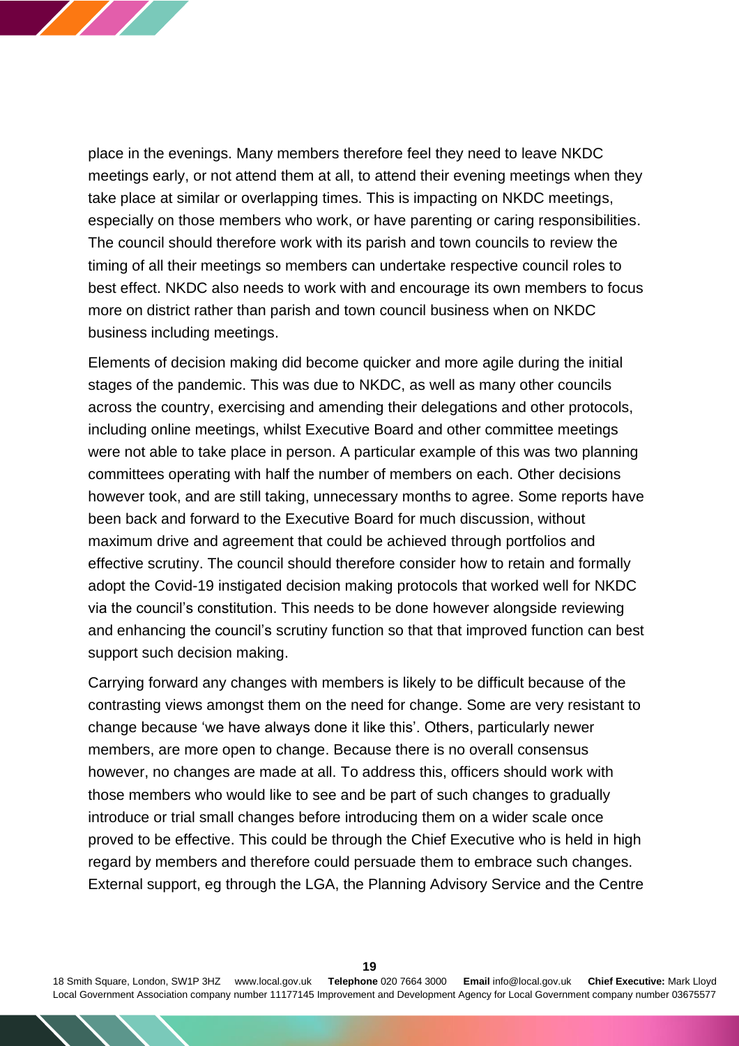place in the evenings. Many members therefore feel they need to leave NKDC meetings early, or not attend them at all, to attend their evening meetings when they take place at similar or overlapping times. This is impacting on NKDC meetings, especially on those members who work, or have parenting or caring responsibilities. The council should therefore work with its parish and town councils to review the timing of all their meetings so members can undertake respective council roles to best effect. NKDC also needs to work with and encourage its own members to focus more on district rather than parish and town council business when on NKDC business including meetings.

Elements of decision making did become quicker and more agile during the initial stages of the pandemic. This was due to NKDC, as well as many other councils across the country, exercising and amending their delegations and other protocols, including online meetings, whilst Executive Board and other committee meetings were not able to take place in person. A particular example of this was two planning committees operating with half the number of members on each. Other decisions however took, and are still taking, unnecessary months to agree. Some reports have been back and forward to the Executive Board for much discussion, without maximum drive and agreement that could be achieved through portfolios and effective scrutiny. The council should therefore consider how to retain and formally adopt the Covid-19 instigated decision making protocols that worked well for NKDC via the council's constitution. This needs to be done however alongside reviewing and enhancing the council's scrutiny function so that that improved function can best support such decision making.

Carrying forward any changes with members is likely to be difficult because of the contrasting views amongst them on the need for change. Some are very resistant to change because 'we have always done it like this'. Others, particularly newer members, are more open to change. Because there is no overall consensus however, no changes are made at all. To address this, officers should work with those members who would like to see and be part of such changes to gradually introduce or trial small changes before introducing them on a wider scale once proved to be effective. This could be through the Chief Executive who is held in high regard by members and therefore could persuade them to embrace such changes. External support, eg through the LGA, the Planning Advisory Service and the Centre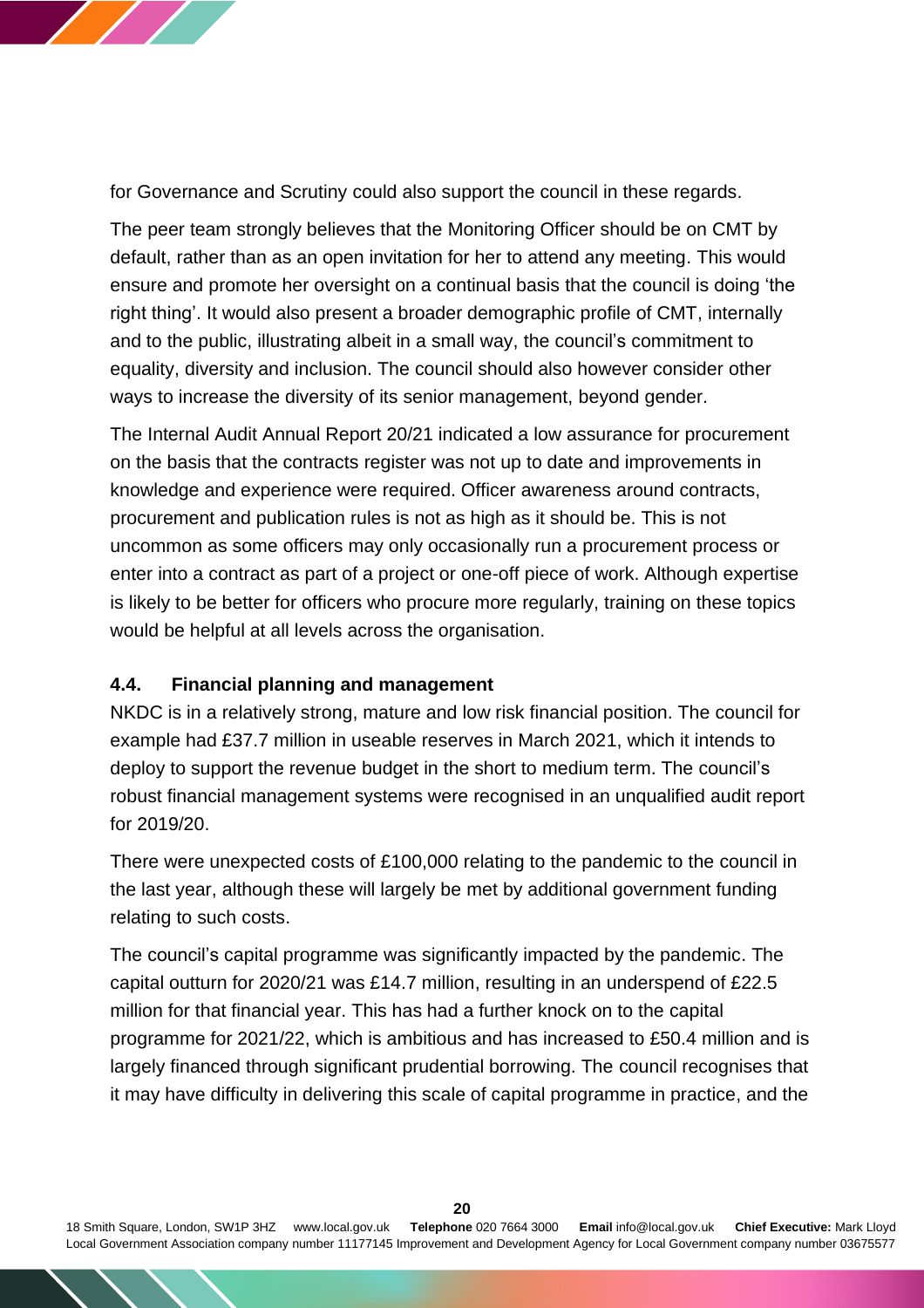for Governance and Scrutiny could also support the council in these regards.

The peer team strongly believes that the Monitoring Officer should be on CMT by default, rather than as an open invitation for her to attend any meeting. This would ensure and promote her oversight on a continual basis that the council is doing 'the right thing'. It would also present a broader demographic profile of CMT, internally and to the public, illustrating albeit in a small way, the council's commitment to equality, diversity and inclusion. The council should also however consider other ways to increase the diversity of its senior management, beyond gender.

The Internal Audit Annual Report 20/21 indicated a low assurance for procurement on the basis that the contracts register was not up to date and improvements in knowledge and experience were required. Officer awareness around contracts, procurement and publication rules is not as high as it should be. This is not uncommon as some officers may only occasionally run a procurement process or enter into a contract as part of a project or one-off piece of work. Although expertise is likely to be better for officers who procure more regularly, training on these topics would be helpful at all levels across the organisation.

### 4.4. Financial planning and management

NKDC is in a relatively strong, mature and low risk financial position. The council for example had £37.7 million in useable reserves in March 2021, which it intends to deploy to support the revenue budget in the short to medium term. The council's robust financial management systems were recognised in an unqualified audit report for 2019/20.

There were unexpected costs of £100,000 relating to the pandemic to the council in the last year, although these will largely be met by additional government funding relating to such costs.

The council's capital programme was significantly impacted by the pandemic. The capital outturn for 2020/21 was £14.7 million, resulting in an underspend of £22.5 million for that financial year. This has had a further knock on to the capital programme for 2021/22, which is ambitious and has increased to £50.4 million and is largely financed through significant prudential borrowing. The council recognises that it may have difficulty in delivering this scale of capital programme in practice, and the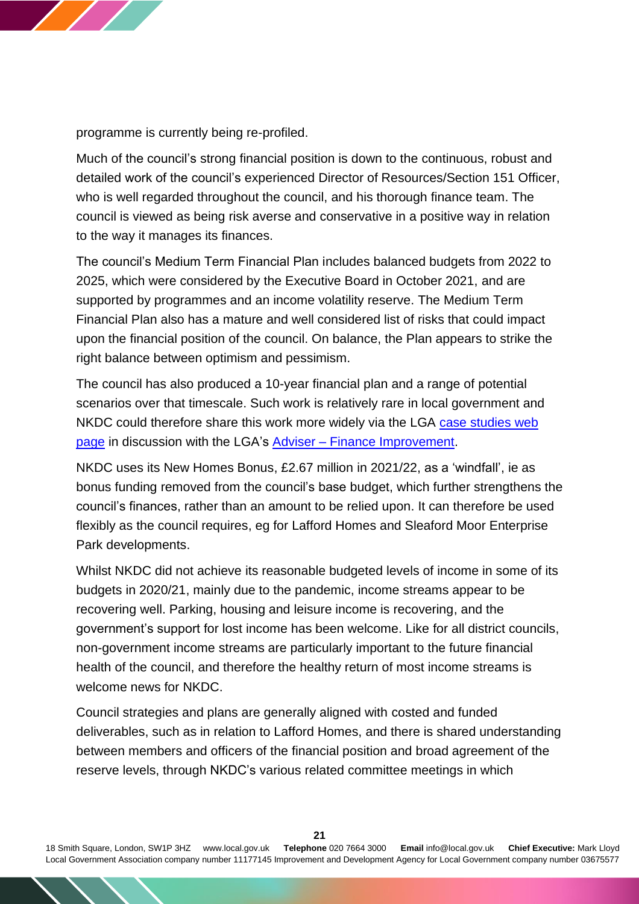programme is currently being re-profiled.

Much of the council's strong financial position is down to the continuous, robust and detailed work of the council's experienced Director of Resources/Section 151 Officer, who is well regarded throughout the council, and his thorough finance team. The council is viewed as being risk averse and conservative in a positive way in relation to the way it manages its finances.

The council's Medium Term Financial Plan includes balanced budgets from 2022 to 2025, which were considered by the Executive Board in October 2021, and are supported by programmes and an income volatility reserve. The Medium Term Financial Plan also has a mature and well considered list of risks that could impact upon the financial position of the council. On balance, the Plan appears to strike the right balance between optimism and pessimism.

The council has also produced a 10-year financial plan and a range of potential scenarios over that timescale. Such work is relatively rare in local government and NKDC could therefore share this work more widely via the LGA [case studies web page] in discussion with the LGA's [Adviser – Finance Improvement].

NKDC uses its New Homes Bonus, £2.67 million in 2021/22, as a 'windfall', ie as bonus funding removed from the council's base budget, which further strengthens the council's finances, rather than an amount to be relied upon. It can therefore be used flexibly as the council requires, eg for Lafford Homes and Sleaford Moor Enterprise Park developments.

Whilst NKDC did not achieve its reasonable budgeted levels of income in some of its budgets in 2020/21, mainly due to the pandemic, income streams appear to be recovering well. Parking, housing and leisure income is recovering, and the government's support for lost income has been welcome. Like for all district councils, non-government income streams are particularly important to the future financial health of the council, and therefore the healthy return of most income streams is welcome news for NKDC.

Council strategies and plans are generally aligned with costed and funded deliverables, such as in relation to Lafford Homes, and there is shared understanding between members and officers of the financial position and broad agreement of the reserve levels, through NKDC's various related committee meetings in which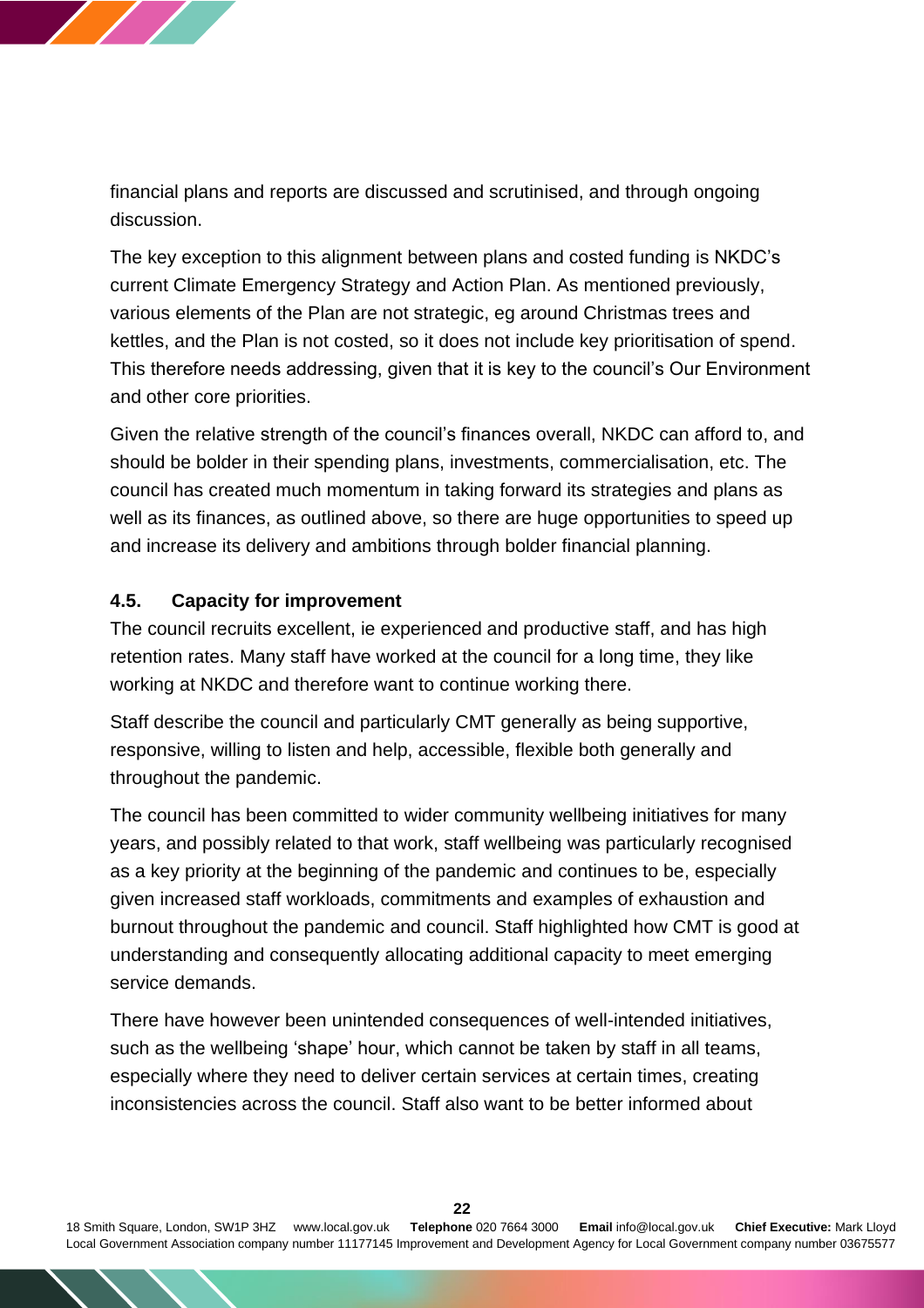financial plans and reports are discussed and scrutinised, and through ongoing discussion.

The key exception to this alignment between plans and costed funding is NKDC's current Climate Emergency Strategy and Action Plan. As mentioned previously, various elements of the Plan are not strategic, eg around Christmas trees and kettles, and the Plan is not costed, so it does not include key prioritisation of spend. This therefore needs addressing, given that it is key to the council's Our Environment and other core priorities.

Given the relative strength of the council's finances overall, NKDC can afford to, and should be bolder in their spending plans, investments, commercialisation, etc. The council has created much momentum in taking forward its strategies and plans as well as its finances, as outlined above, so there are huge opportunities to speed up and increase its delivery and ambitions through bolder financial planning.

### 4.5. Capacity for improvement

The council recruits excellent, ie experienced and productive staff, and has high retention rates. Many staff have worked at the council for a long time, they like working at NKDC and therefore want to continue working there.

Staff describe the council and particularly CMT generally as being supportive, responsive, willing to listen and help, accessible, flexible both generally and throughout the pandemic.

The council has been committed to wider community wellbeing initiatives for many years, and possibly related to that work, staff wellbeing was particularly recognised as a key priority at the beginning of the pandemic and continues to be, especially given increased staff workloads, commitments and examples of exhaustion and burnout throughout the pandemic and council. Staff highlighted how CMT is good at understanding and consequently allocating additional capacity to meet emerging service demands.

There have however been unintended consequences of well-intended initiatives, such as the wellbeing 'shape' hour, which cannot be taken by staff in all teams, especially where they need to deliver certain services at certain times, creating inconsistencies across the council. Staff also want to be better informed about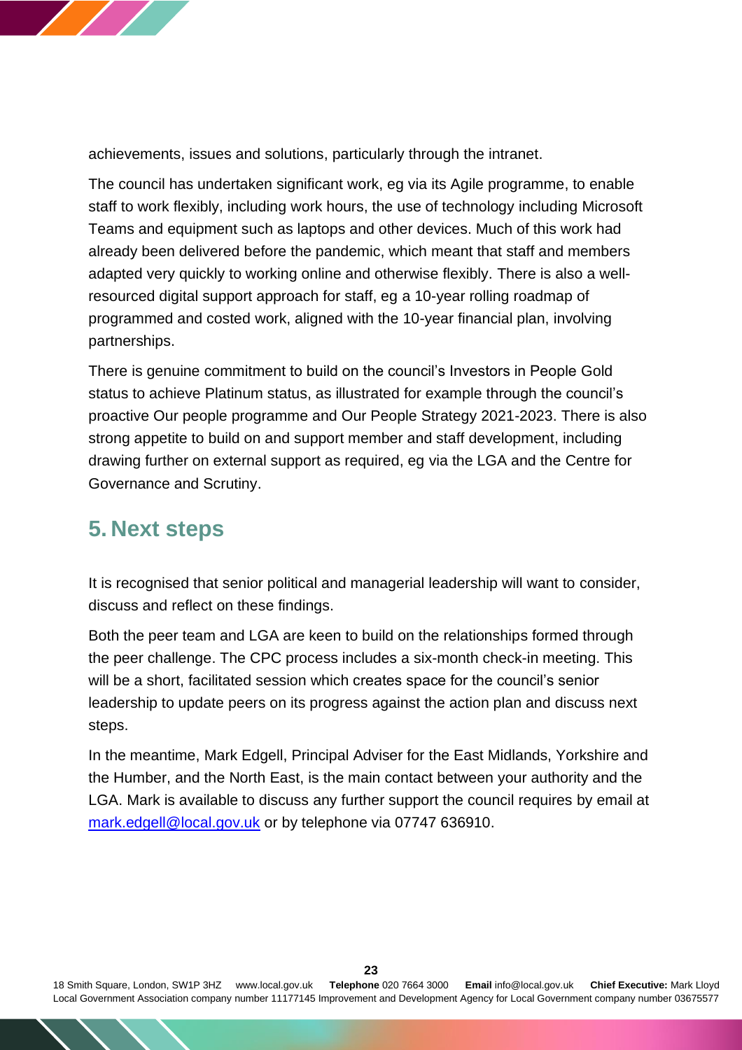achievements, issues and solutions, particularly through the intranet.

The council has undertaken significant work, eg via its Agile programme, to enable staff to work flexibly, including work hours, the use of technology including Microsoft Teams and equipment such as laptops and other devices. Much of this work had already been delivered before the pandemic, which meant that staff and members adapted very quickly to working online and otherwise flexibly. There is also a well-resourced digital support approach for staff, eg a 10-year rolling roadmap of programmed and costed work, aligned with the 10-year financial plan, involving partnerships.

There is genuine commitment to build on the council's Investors in People Gold status to achieve Platinum status, as illustrated for example through the council's proactive Our people programme and Our People Strategy 2021-2023. There is also strong appetite to build on and support member and staff development, including drawing further on external support as required, eg via the LGA and the Centre for Governance and Scrutiny.

## 5. Next steps

It is recognised that senior political and managerial leadership will want to consider, discuss and reflect on these findings.

Both the peer team and LGA are keen to build on the relationships formed through the peer challenge. The CPC process includes a six-month check-in meeting. This will be a short, facilitated session which creates space for the council's senior leadership to update peers on its progress against the action plan and discuss next steps.

In the meantime, Mark Edgell, Principal Adviser for the East Midlands, Yorkshire and the Humber, and the North East, is the main contact between your authority and the LGA. Mark is available to discuss any further support the council requires by email at [mark.edgell@local.gov.uk](mailto:mark.edgell@local.gov.uk) or by telephone via 07747 636910.